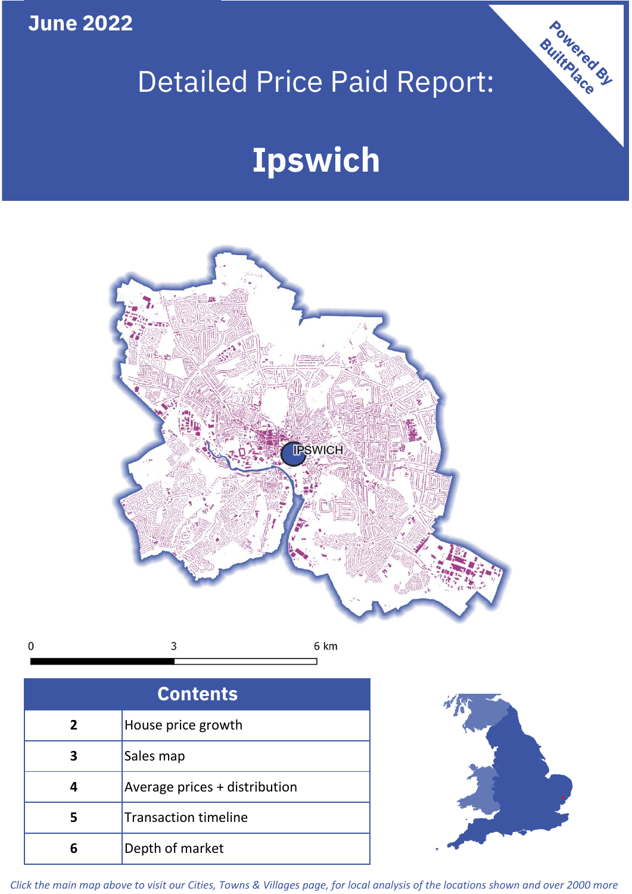**June 2022**

Powered By BuiltPlace

# Detailed Price Paid Report:

# Ipswich

0 3 6 km

| Contents | |
|---|---|
| 2 | House price growth |
| 3 | Sales map |
| 4 | Average prices + distribution |
| 5 | Transaction timeline |
| 6 | Depth of market |

*Click the main map above to visit our Cities, Towns & Villages page, for local analysis of the locations shown and over 2000 more*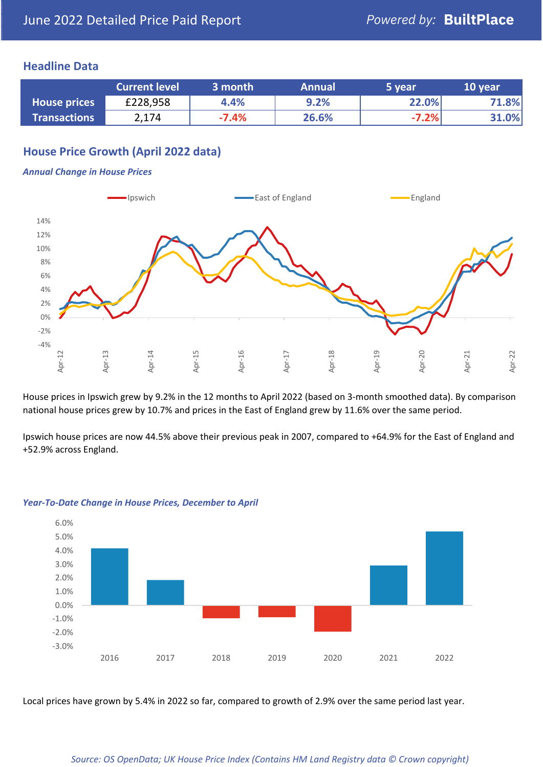# June 2022 Detailed Price Paid Report

Powered by: **BuiltPlace**

## Headline Data

| | Current level | 3 month | Annual | 5 year | 10 year |
|---|---|---|---|---|---|
| **House prices** | £228,958 | 4.4% | 9.2% | 22.0% | 71.8% |
| **Transactions** | 2,174 | -7.4% | 26.6% | -7.2% | 31.0% |

## House Price Growth (April 2022 data)

*Annual Change in House Prices*

House prices in Ipswich grew by 9.2% in the 12 months to April 2022 (based on 3-month smoothed data). By comparison national house prices grew by 10.7% and prices in the East of England grew by 11.6% over the same period.

Ipswich house prices are now 44.5% above their previous peak in 2007, compared to +64.9% for the East of England and +52.9% across England.

*Year-To-Date Change in House Prices, December to April*

Local prices have grown by 5.4% in 2022 so far, compared to growth of 2.9% over the same period last year.

*Source: OS OpenData; UK House Price Index (Contains HM Land Registry data © Crown copyright)*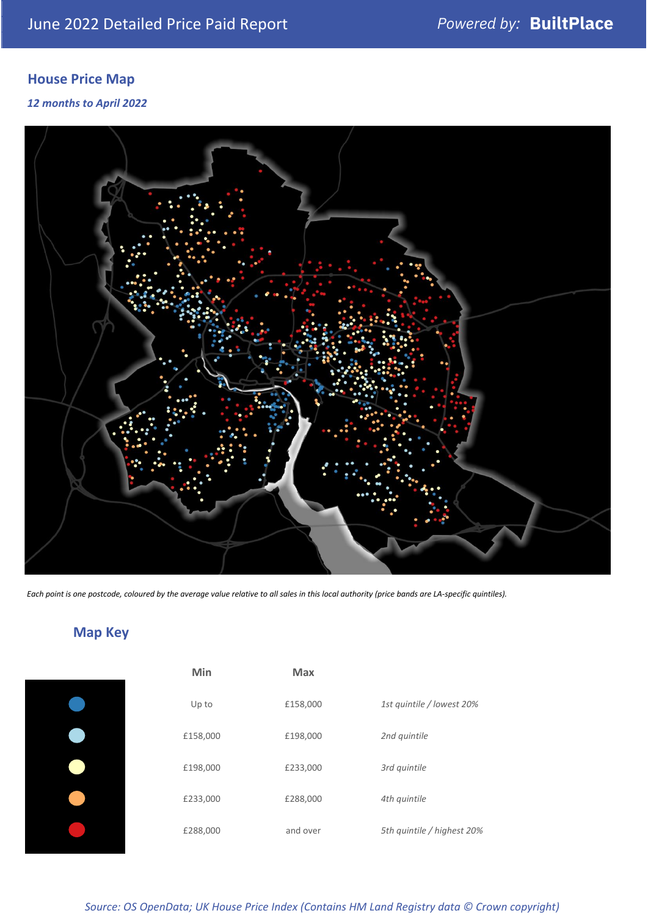June 2022 Detailed Price Paid Report

Powered by: **BuiltPlace**

## House Price Map

*12 months to April 2022*

*Each point is one postcode, coloured by the average value relative to all sales in this local authority (price bands are LA-specific quintiles).*

## Map Key

| | Min | Max | |
|---|---|---|---|
| | Up to | £158,000 | *1st quintile / lowest 20%* |
| | £158,000 | £198,000 | *2nd quintile* |
| | £198,000 | £233,000 | *3rd quintile* |
| | £233,000 | £288,000 | *4th quintile* |
| | £288,000 | and over | *5th quintile / highest 20%* |

*Source: OS OpenData; UK House Price Index (Contains HM Land Registry data © Crown copyright)*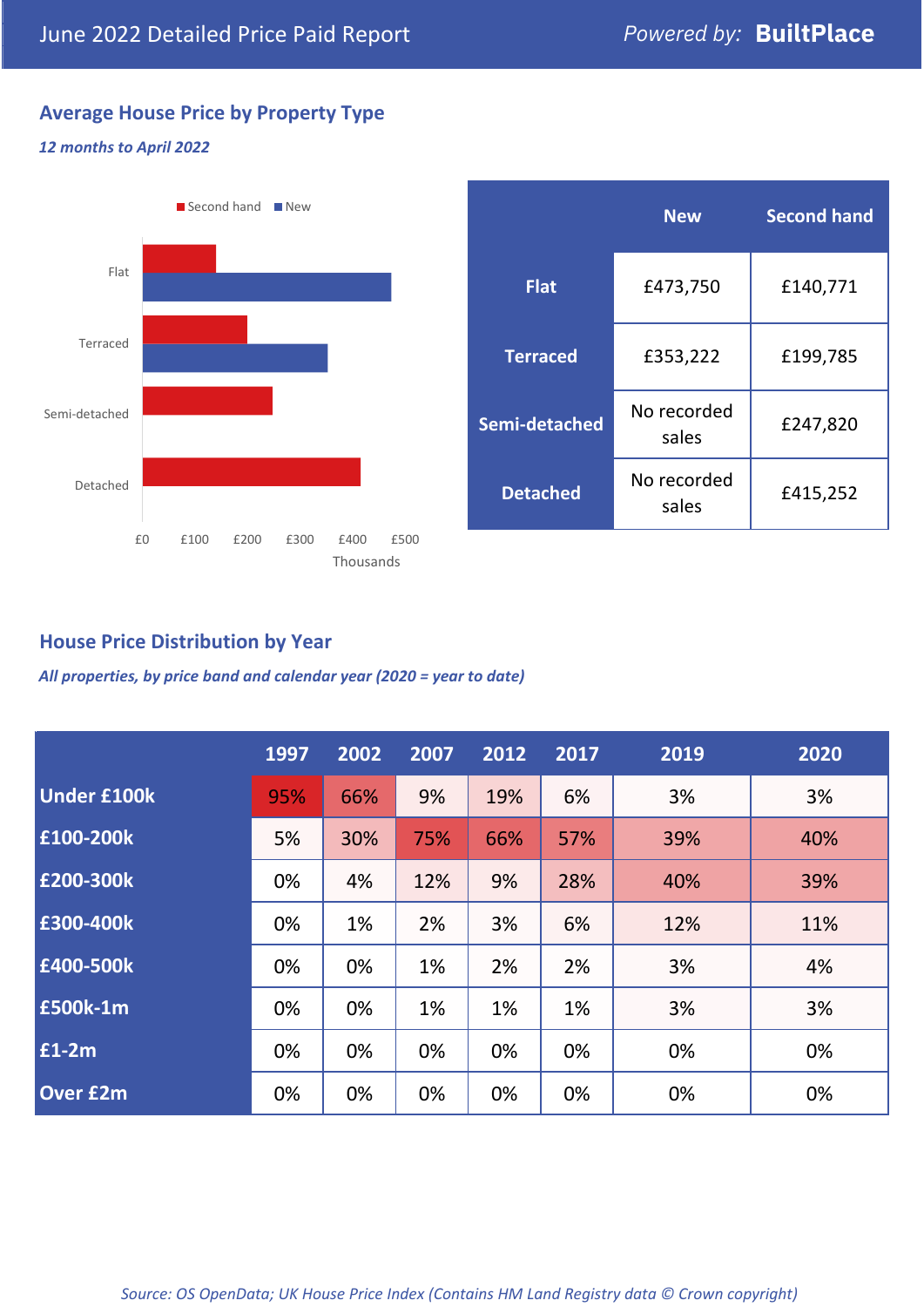## Average House Price by Property Type

*12 months to April 2022*

| | New | Second hand |
|---|---|---|
| **Flat** | £473,750 | £140,771 |
| **Terraced** | £353,222 | £199,785 |
| **Semi-detached** | No recorded sales | £247,820 |
| **Detached** | No recorded sales | £415,252 |

## House Price Distribution by Year

*All properties, by price band and calendar year (2020 = year to date)*

| | 1997 | 2002 | 2007 | 2012 | 2017 | 2019 | 2020 |
|---|---|---|---|---|---|---|---|
| **Under £100k** | 95% | 66% | 9% | 19% | 6% | 3% | 3% |
| **£100-200k** | 5% | 30% | 75% | 66% | 57% | 39% | 40% |
| **£200-300k** | 0% | 4% | 12% | 9% | 28% | 40% | 39% |
| **£300-400k** | 0% | 1% | 2% | 3% | 6% | 12% | 11% |
| **£400-500k** | 0% | 0% | 1% | 2% | 2% | 3% | 4% |
| **£500k-1m** | 0% | 0% | 1% | 1% | 1% | 3% | 3% |
| **£1-2m** | 0% | 0% | 0% | 0% | 0% | 0% | 0% |
| **Over £2m** | 0% | 0% | 0% | 0% | 0% | 0% | 0% |

*Source: OS OpenData; UK House Price Index (Contains HM Land Registry data © Crown copyright)*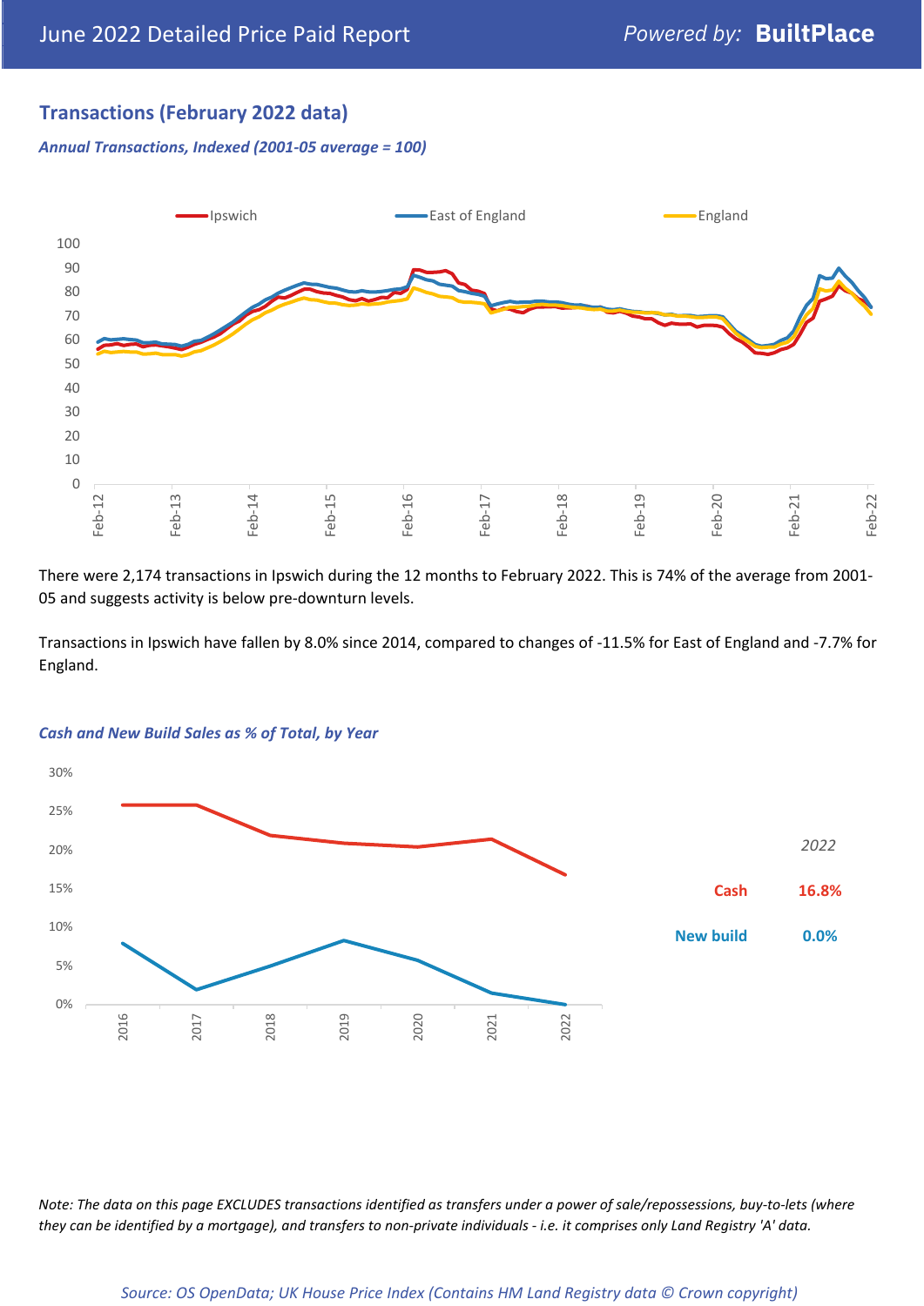June 2022 Detailed Price Paid Report

## Transactions (February 2022 data)

*Annual Transactions, Indexed (2001-05 average = 100)*

There were 2,174 transactions in Ipswich during the 12 months to February 2022. This is 74% of the average from 2001-05 and suggests activity is below pre-downturn levels.

Transactions in Ipswich have fallen by 8.0% since 2014, compared to changes of -11.5% for East of England and -7.7% for England.

*Cash and New Build Sales as % of Total, by Year*

| | 2022 |
|---|---|
| Cash | 16.8% |
| New build | 0.0% |

*Note: The data on this page EXCLUDES transactions identified as transfers under a power of sale/repossessions, buy-to-lets (where they can be identified by a mortgage), and transfers to non-private individuals - i.e. it comprises only Land Registry 'A' data.*

*Source: OS OpenData; UK House Price Index (Contains HM Land Registry data © Crown copyright)*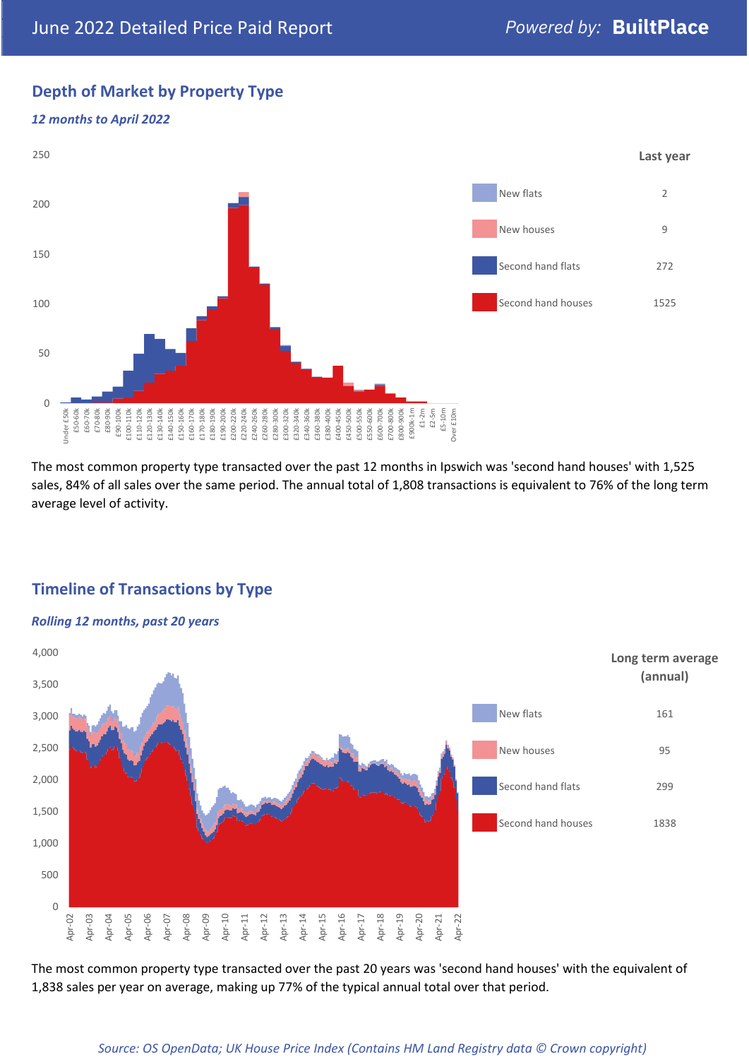June 2022 Detailed Price Paid Report

Powered by: **BuiltPlace**

## Depth of Market by Property Type

*12 months to April 2022*

250
200
150
100
50
0

Under £50k, £50-60k, £60-70k, £70-80k, £80-90k, £90-100k, £100-110k, £110-120k, £120-130k, £130-140k, £140-150k, £150-160k, £160-170k, £170-180k, £180-190k, £190-200k, £200-220k, £220-240k, £240-260k, £260-280k, £280-300k, £300-320k, £320-340k, £340-360k, £360-380k, £380-400k, £400-450k, £450-500k, £500-550k, £550-600k, £600-700k, £700-800k, £800-900k, £900k-1m, £1-2m, £2-5m, £5-10m, Over £10m

**Last year**

New flats 2
New houses 9
Second hand flats 272
Second hand houses 1525

The most common property type transacted over the past 12 months in Ipswich was 'second hand houses' with 1,525 sales, 84% of all sales over the same period. The annual total of 1,808 transactions is equivalent to 76% of the long term average level of activity.

## Timeline of Transactions by Type

*Rolling 12 months, past 20 years*

4,000
3,500
3,000
2,500
2,000
1,500
1,000
500
0

Apr-02, Apr-03, Apr-04, Apr-05, Apr-06, Apr-07, Apr-08, Apr-09, Apr-10, Apr-11, Apr-12, Apr-13, Apr-14, Apr-15, Apr-16, Apr-17, Apr-18, Apr-19, Apr-20, Apr-21, Apr-22

**Long term average (annual)**

New flats 161
New houses 95
Second hand flats 299
Second hand houses 1838

The most common property type transacted over the past 20 years was 'second hand houses' with the equivalent of 1,838 sales per year on average, making up 77% of the typical annual total over that period.

*Source: OS OpenData; UK House Price Index (Contains HM Land Registry data © Crown copyright)*